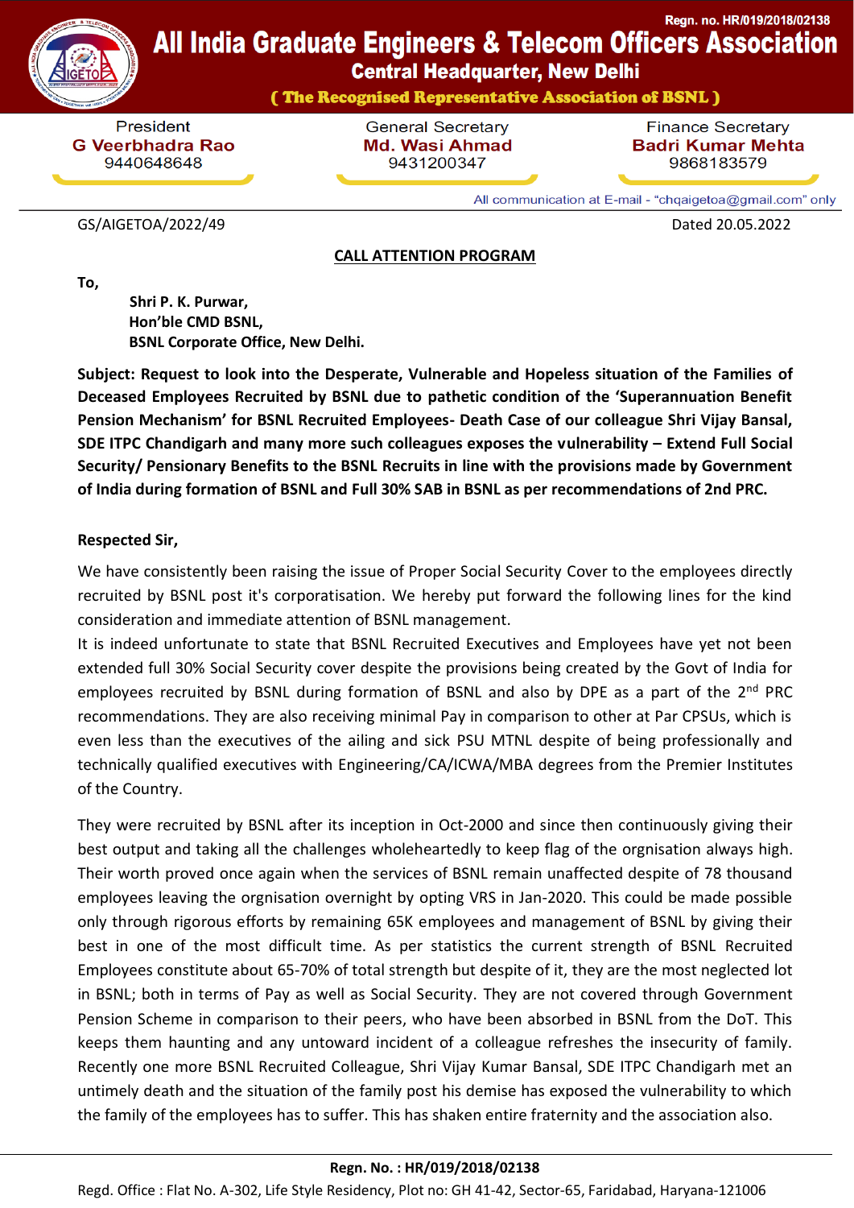Regn. no. HR/019/2018/02138

# All India Graduate Engineers & Telecom Officers Association

**Central Headquarter, New Delhi**

**( The Recognised Representative Association of BSNL )**

| President | General Secretary | Finance Secretary |
|---|---|---|
| **G Veerbhadra Rao** | **Md. Wasi Ahmad** | **Badri Kumar Mehta** |
| 9440648648 | 9431200347 | 9868183579 |

All communication at E-mail - "chqaigetoa@gmail.com" only

GS/AIGETOA/2022/49 Dated 20.05.2022

**CALL ATTENTION PROGRAM**

**To,**

**Shri P. K. Purwar,**
**Hon'ble CMD BSNL,**
**BSNL Corporate Office, New Delhi.**

**Subject: Request to look into the Desperate, Vulnerable and Hopeless situation of the Families of Deceased Employees Recruited by BSNL due to pathetic condition of the 'Superannuation Benefit Pension Mechanism' for BSNL Recruited Employees- Death Case of our colleague Shri Vijay Bansal, SDE ITPC Chandigarh and many more such colleagues exposes the vulnerability – Extend Full Social Security/ Pensionary Benefits to the BSNL Recruits in line with the provisions made by Government of India during formation of BSNL and Full 30% SAB in BSNL as per recommendations of 2nd PRC.**

**Respected Sir,**

We have consistently been raising the issue of Proper Social Security Cover to the employees directly recruited by BSNL post it's corporatisation. We hereby put forward the following lines for the kind consideration and immediate attention of BSNL management.

It is indeed unfortunate to state that BSNL Recruited Executives and Employees have yet not been extended full 30% Social Security cover despite the provisions being created by the Govt of India for employees recruited by BSNL during formation of BSNL and also by DPE as a part of the 2nd PRC recommendations. They are also receiving minimal Pay in comparison to other at Par CPSUs, which is even less than the executives of the ailing and sick PSU MTNL despite of being professionally and technically qualified executives with Engineering/CA/ICWA/MBA degrees from the Premier Institutes of the Country.

They were recruited by BSNL after its inception in Oct-2000 and since then continuously giving their best output and taking all the challenges wholeheartedly to keep flag of the orgnisation always high. Their worth proved once again when the services of BSNL remain unaffected despite of 78 thousand employees leaving the orgnisation overnight by opting VRS in Jan-2020. This could be made possible only through rigorous efforts by remaining 65K employees and management of BSNL by giving their best in one of the most difficult time. As per statistics the current strength of BSNL Recruited Employees constitute about 65-70% of total strength but despite of it, they are the most neglected lot in BSNL; both in terms of Pay as well as Social Security. They are not covered through Government Pension Scheme in comparison to their peers, who have been absorbed in BSNL from the DoT. This keeps them haunting and any untoward incident of a colleague refreshes the insecurity of family. Recently one more BSNL Recruited Colleague, Shri Vijay Kumar Bansal, SDE ITPC Chandigarh met an untimely death and the situation of the family post his demise has exposed the vulnerability to which the family of the employees has to suffer. This has shaken entire fraternity and the association also.

**Regn. No. : HR/019/2018/02138**

Regd. Office : Flat No. A-302, Life Style Residency, Plot no: GH 41-42, Sector-65, Faridabad, Haryana-121006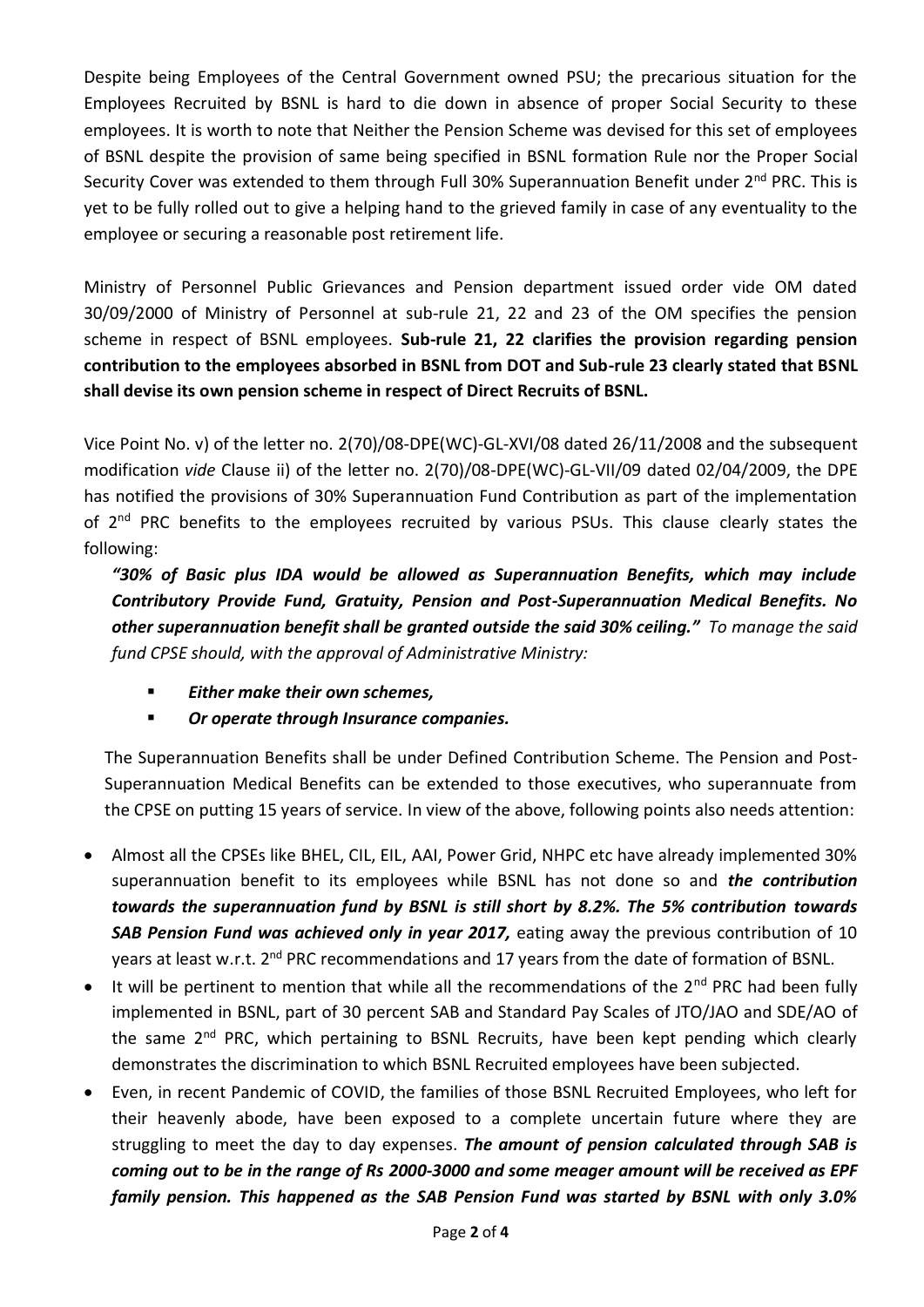Despite being Employees of the Central Government owned PSU; the precarious situation for the Employees Recruited by BSNL is hard to die down in absence of proper Social Security to these employees. It is worth to note that Neither the Pension Scheme was devised for this set of employees of BSNL despite the provision of same being specified in BSNL formation Rule nor the Proper Social Security Cover was extended to them through Full 30% Superannuation Benefit under 2nd PRC. This is yet to be fully rolled out to give a helping hand to the grieved family in case of any eventuality to the employee or securing a reasonable post retirement life.

Ministry of Personnel Public Grievances and Pension department issued order vide OM dated 30/09/2000 of Ministry of Personnel at sub-rule 21, 22 and 23 of the OM specifies the pension scheme in respect of BSNL employees. **Sub-rule 21, 22 clarifies the provision regarding pension contribution to the employees absorbed in BSNL from DOT and Sub-rule 23 clearly stated that BSNL shall devise its own pension scheme in respect of Direct Recruits of BSNL.**

Vice Point No. v) of the letter no. 2(70)/08-DPE(WC)-GL-XVI/08 dated 26/11/2008 and the subsequent modification *vide* Clause ii) of the letter no. 2(70)/08-DPE(WC)-GL-VII/09 dated 02/04/2009, the DPE has notified the provisions of 30% Superannuation Fund Contribution as part of the implementation of 2nd PRC benefits to the employees recruited by various PSUs. This clause clearly states the following:

***"30% of Basic plus IDA would be allowed as Superannuation Benefits, which may include Contributory Provide Fund, Gratuity, Pension and Post-Superannuation Medical Benefits. No other superannuation benefit shall be granted outside the said 30% ceiling."*** *To manage the said fund CPSE should, with the approval of Administrative Ministry:*

- ***Either make their own schemes,***
- ***Or operate through Insurance companies.***

The Superannuation Benefits shall be under Defined Contribution Scheme. The Pension and Post-Superannuation Medical Benefits can be extended to those executives, who superannuate from the CPSE on putting 15 years of service. In view of the above, following points also needs attention:

- Almost all the CPSEs like BHEL, CIL, EIL, AAI, Power Grid, NHPC etc have already implemented 30% superannuation benefit to its employees while BSNL has not done so and ***the contribution towards the superannuation fund by BSNL is still short by 8.2%. The 5% contribution towards SAB Pension Fund was achieved only in year 2017,*** eating away the previous contribution of 10 years at least w.r.t. 2nd PRC recommendations and 17 years from the date of formation of BSNL.
- It will be pertinent to mention that while all the recommendations of the 2nd PRC had been fully implemented in BSNL, part of 30 percent SAB and Standard Pay Scales of JTO/JAO and SDE/AO of the same 2nd PRC, which pertaining to BSNL Recruits, have been kept pending which clearly demonstrates the discrimination to which BSNL Recruited employees have been subjected.
- Even, in recent Pandemic of COVID, the families of those BSNL Recruited Employees, who left for their heavenly abode, have been exposed to a complete uncertain future where they are struggling to meet the day to day expenses. ***The amount of pension calculated through SAB is coming out to be in the range of Rs 2000-3000 and some meager amount will be received as EPF family pension. This happened as the SAB Pension Fund was started by BSNL with only 3.0%***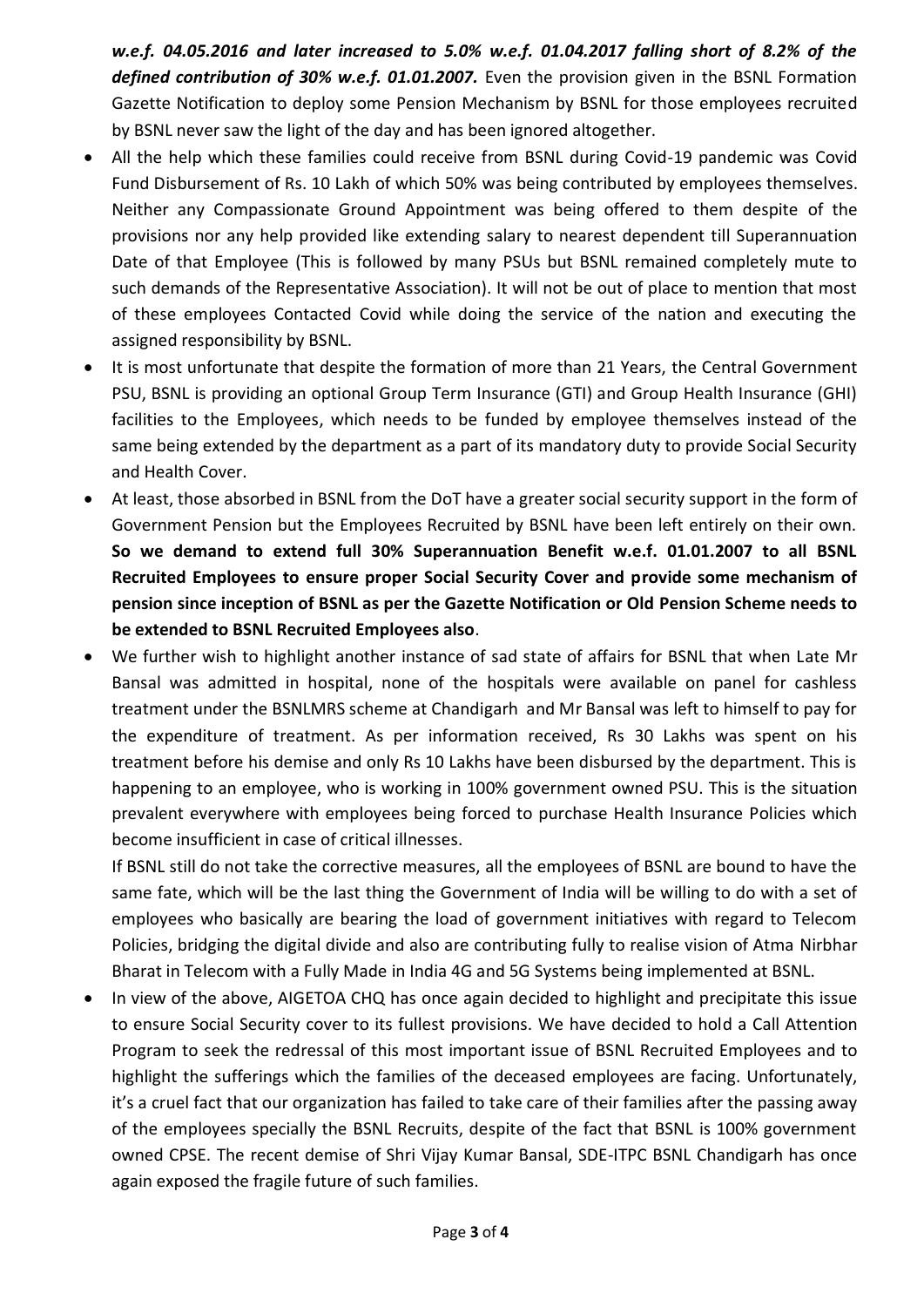***w.e.f. 04.05.2016 and later increased to 5.0% w.e.f. 01.04.2017 falling short of 8.2% of the defined contribution of 30% w.e.f. 01.01.2007.*** Even the provision given in the BSNL Formation Gazette Notification to deploy some Pension Mechanism by BSNL for those employees recruited by BSNL never saw the light of the day and has been ignored altogether.

- All the help which these families could receive from BSNL during Covid-19 pandemic was Covid Fund Disbursement of Rs. 10 Lakh of which 50% was being contributed by employees themselves. Neither any Compassionate Ground Appointment was being offered to them despite of the provisions nor any help provided like extending salary to nearest dependent till Superannuation Date of that Employee (This is followed by many PSUs but BSNL remained completely mute to such demands of the Representative Association). It will not be out of place to mention that most of these employees Contacted Covid while doing the service of the nation and executing the assigned responsibility by BSNL.
- It is most unfortunate that despite the formation of more than 21 Years, the Central Government PSU, BSNL is providing an optional Group Term Insurance (GTI) and Group Health Insurance (GHI) facilities to the Employees, which needs to be funded by employee themselves instead of the same being extended by the department as a part of its mandatory duty to provide Social Security and Health Cover.
- At least, those absorbed in BSNL from the DoT have a greater social security support in the form of Government Pension but the Employees Recruited by BSNL have been left entirely on their own. **So we demand to extend full 30% Superannuation Benefit w.e.f. 01.01.2007 to all BSNL Recruited Employees to ensure proper Social Security Cover and provide some mechanism of pension since inception of BSNL as per the Gazette Notification or Old Pension Scheme needs to be extended to BSNL Recruited Employees also**.
- We further wish to highlight another instance of sad state of affairs for BSNL that when Late Mr Bansal was admitted in hospital, none of the hospitals were available on panel for cashless treatment under the BSNLMRS scheme at Chandigarh and Mr Bansal was left to himself to pay for the expenditure of treatment. As per information received, Rs 30 Lakhs was spent on his treatment before his demise and only Rs 10 Lakhs have been disbursed by the department. This is happening to an employee, who is working in 100% government owned PSU. This is the situation prevalent everywhere with employees being forced to purchase Health Insurance Policies which become insufficient in case of critical illnesses.

  If BSNL still do not take the corrective measures, all the employees of BSNL are bound to have the same fate, which will be the last thing the Government of India will be willing to do with a set of employees who basically are bearing the load of government initiatives with regard to Telecom Policies, bridging the digital divide and also are contributing fully to realise vision of Atma Nirbhar Bharat in Telecom with a Fully Made in India 4G and 5G Systems being implemented at BSNL.
- In view of the above, AIGETOA CHQ has once again decided to highlight and precipitate this issue to ensure Social Security cover to its fullest provisions. We have decided to hold a Call Attention Program to seek the redressal of this most important issue of BSNL Recruited Employees and to highlight the sufferings which the families of the deceased employees are facing. Unfortunately, it's a cruel fact that our organization has failed to take care of their families after the passing away of the employees specially the BSNL Recruits, despite of the fact that BSNL is 100% government owned CPSE. The recent demise of Shri Vijay Kumar Bansal, SDE-ITPC BSNL Chandigarh has once again exposed the fragile future of such families.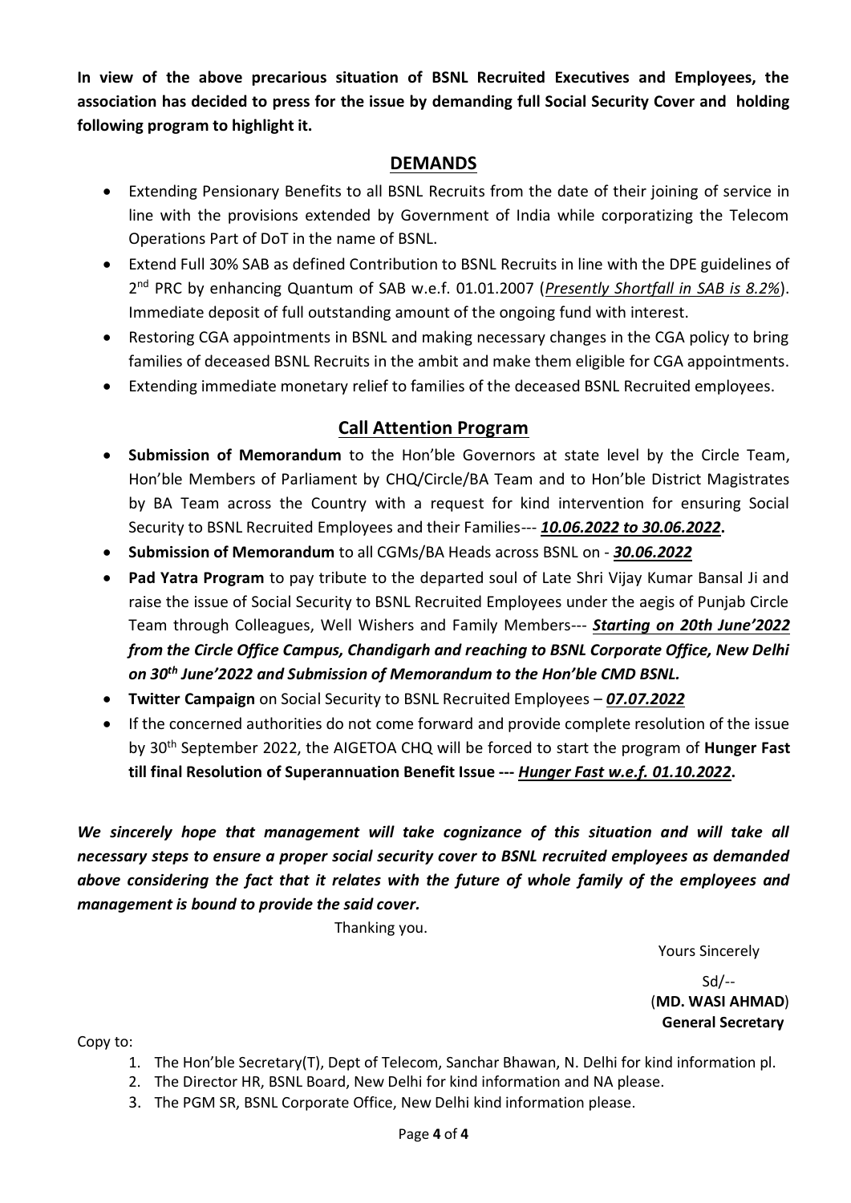**In view of the above precarious situation of BSNL Recruited Executives and Employees, the association has decided to press for the issue by demanding full Social Security Cover and holding following program to highlight it.**

## DEMANDS

- Extending Pensionary Benefits to all BSNL Recruits from the date of their joining of service in line with the provisions extended by Government of India while corporatizing the Telecom Operations Part of DoT in the name of BSNL.
- Extend Full 30% SAB as defined Contribution to BSNL Recruits in line with the DPE guidelines of 2nd PRC by enhancing Quantum of SAB w.e.f. 01.01.2007 (*Presently Shortfall in SAB is 8.2%*). Immediate deposit of full outstanding amount of the ongoing fund with interest.
- Restoring CGA appointments in BSNL and making necessary changes in the CGA policy to bring families of deceased BSNL Recruits in the ambit and make them eligible for CGA appointments.
- Extending immediate monetary relief to families of the deceased BSNL Recruited employees.

## Call Attention Program

- **Submission of Memorandum** to the Hon'ble Governors at state level by the Circle Team, Hon'ble Members of Parliament by CHQ/Circle/BA Team and to Hon'ble District Magistrates by BA Team across the Country with a request for kind intervention for ensuring Social Security to BSNL Recruited Employees and their Families--- ***10.06.2022 to 30.06.2022*.**
- **Submission of Memorandum** to all CGMs/BA Heads across BSNL on - ***30.06.2022***
- **Pad Yatra Program** to pay tribute to the departed soul of Late Shri Vijay Kumar Bansal Ji and raise the issue of Social Security to BSNL Recruited Employees under the aegis of Punjab Circle Team through Colleagues, Well Wishers and Family Members--- ***Starting on 20th June'2022 from the Circle Office Campus, Chandigarh and reaching to BSNL Corporate Office, New Delhi on 30th June'2022 and Submission of Memorandum to the Hon'ble CMD BSNL.***
- **Twitter Campaign** on Social Security to BSNL Recruited Employees – ***07.07.2022***
- If the concerned authorities do not come forward and provide complete resolution of the issue by 30th September 2022, the AIGETOA CHQ will be forced to start the program of **Hunger Fast till final Resolution of Superannuation Benefit Issue --- *Hunger Fast w.e.f. 01.10.2022*.**

***We sincerely hope that management will take cognizance of this situation and will take all necessary steps to ensure a proper social security cover to BSNL recruited employees as demanded above considering the fact that it relates with the future of whole family of the employees and management is bound to provide the said cover.***

Thanking you.

Yours Sincerely

Sd/--

(**MD. WASI AHMAD**)

**General Secretary**

Copy to:

1. The Hon'ble Secretary(T), Dept of Telecom, Sanchar Bhawan, N. Delhi for kind information pl.
2. The Director HR, BSNL Board, New Delhi for kind information and NA please.
3. The PGM SR, BSNL Corporate Office, New Delhi kind information please.